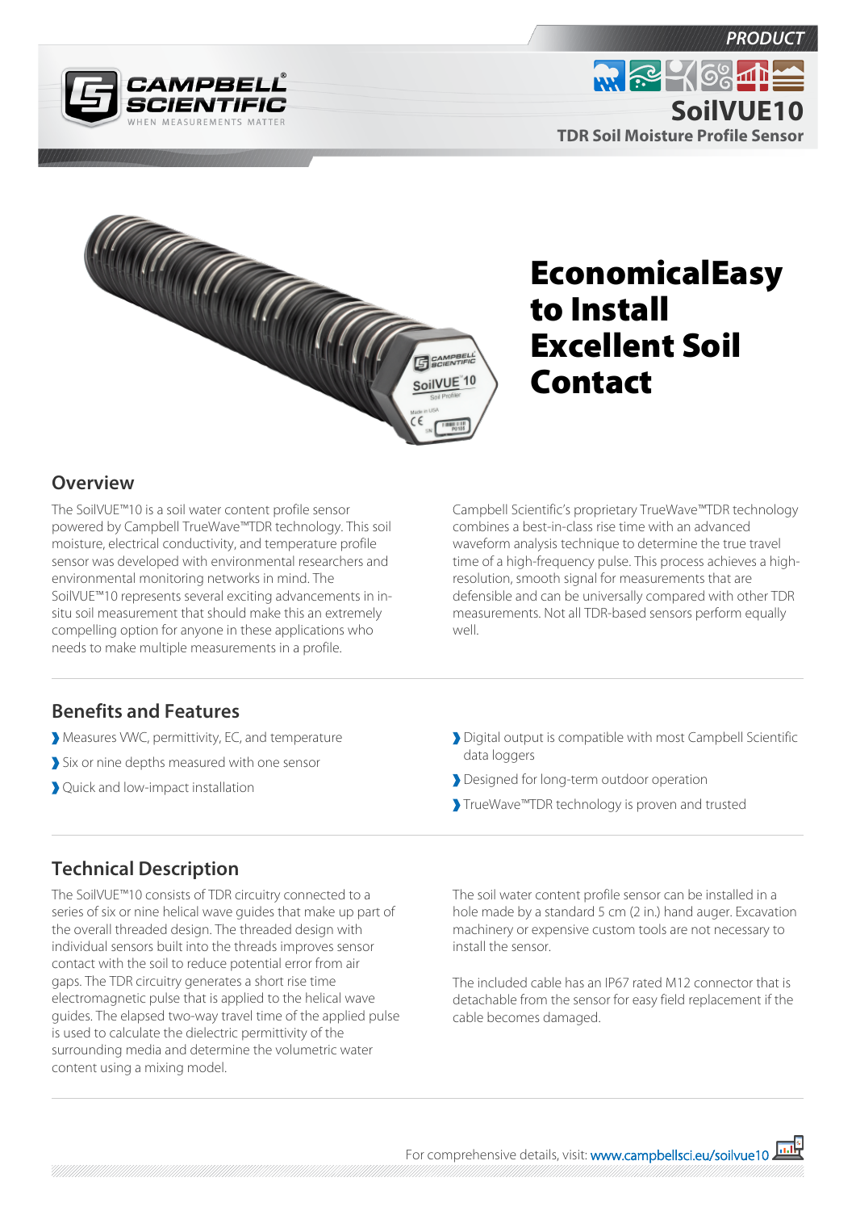PRODUCT

# SoilVUE10

**TDR Soil Moisture Profile Sensor**

# EconomicalEasy to Install Excellent Soil Contact

## Overview

The SoilVUE™10 is a soil water content profile sensor powered by Campbell Scientific TrueWave™TDR technology. This soil moisture, electrical conductivity, and temperature profile sensor was developed with environmental researchers and environmental monitoring networks in mind. The SoilVUE™10 represents several exciting advancements in in-situ soil measurement that should make this an extremely compelling option for anyone in these applications who needs to make multiple measurements in a profile.

Campbell Scientific's proprietary TrueWave™TDR technology combines a best-in-class rise time with an advanced waveform analysis technique to determine the true travel time of a high-frequency pulse. This process achieves a high-resolution, smooth signal for measurements that are defensible and can be universally compared with other TDR measurements. Not all TDR-based sensors perform equally well.

## Benefits and Features

- Measures VWC, permittivity, EC, and temperature
- Six or nine depths measured with one sensor
- Quick and low-impact installation
- Digital output is compatible with most Campbell Scientific data loggers
- Designed for long-term outdoor operation
- TrueWave™TDR technology is proven and trusted

## Technical Description

The SoilVUE™10 consists of TDR circuitry connected to a series of six or nine helical wave guides that make up part of the overall threaded design. The threaded design with individual sensors built into the threads improves sensor contact with the soil to reduce potential error from air gaps. The TDR circuitry generates a short rise time electromagnetic pulse that is applied to the helical wave guides. The elapsed two-way travel time of the applied pulse is used to calculate the dielectric permittivity of the surrounding media and determine the volumetric water content using a mixing model.

The soil water content profile sensor can be installed in a hole made by a standard 5 cm (2 in.) hand auger. Excavation machinery or expensive custom tools are not necessary to install the sensor.

The included cable has an IP67 rated M12 connector that is detachable from the sensor for easy field replacement if the cable becomes damaged.

For comprehensive details, visit: www.campbellsci.eu/soilvue10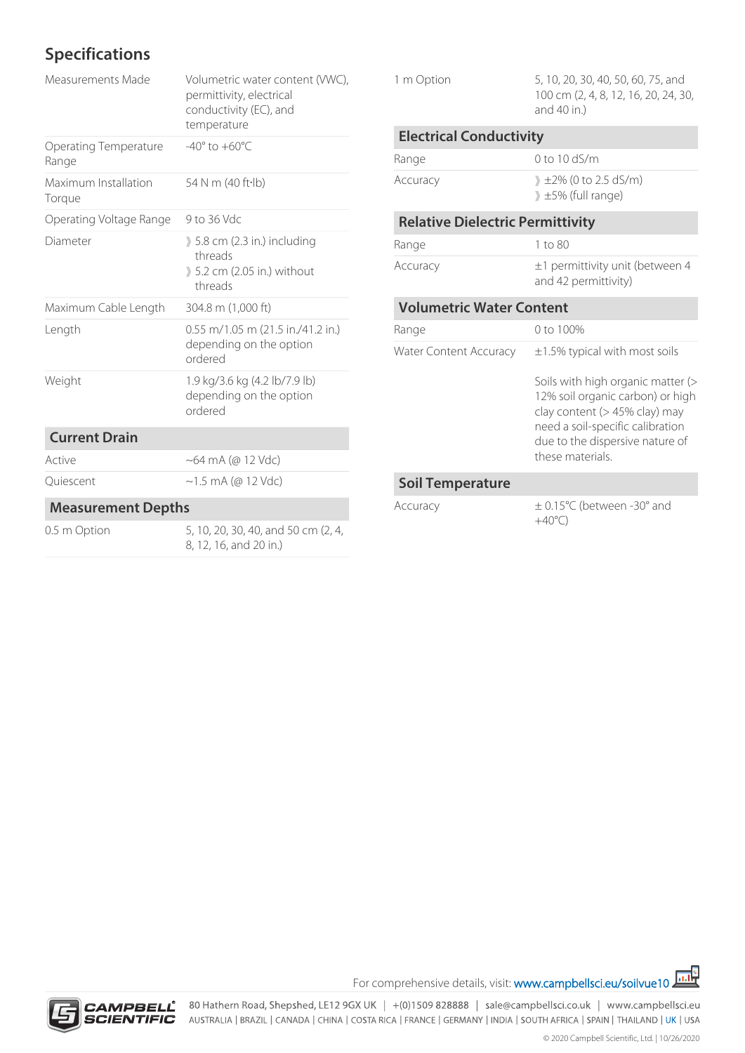## Specifications

| | |
|---|---|
| Measurements Made | Volumetric water content (VWC), permittivity, electrical conductivity (EC), and temperature |
| Operating Temperature Range | -40° to +60°C |
| Maximum Installation Torque | 54 N m (40 ft·lb) |
| Operating Voltage Range | 9 to 36 Vdc |
| Diameter | 5.8 cm (2.3 in.) including threads<br>5.2 cm (2.05 in.) without threads |
| Maximum Cable Length | 304.8 m (1,000 ft) |
| Length | 0.55 m/1.05 m (21.5 in./41.2 in.) depending on the option ordered |
| Weight | 1.9 kg/3.6 kg (4.2 lb/7.9 lb) depending on the option ordered |

### Current Drain

| | |
|---|---|
| Active | ~64 mA (@ 12 Vdc) |
| Quiescent | ~1.5 mA (@ 12 Vdc) |

### Measurement Depths

| | |
|---|---|
| 0.5 m Option | 5, 10, 20, 30, 40, and 50 cm (2, 4, 8, 12, 16, and 20 in.) |
| 1 m Option | 5, 10, 20, 30, 40, 50, 60, 75, and 100 cm (2, 4, 8, 12, 16, 20, 24, 30, and 40 in.) |

### Electrical Conductivity

| | |
|---|---|
| Range | 0 to 10 dS/m |
| Accuracy | ±2% (0 to 2.5 dS/m)<br>±5% (full range) |

### Relative Dielectric Permittivity

| | |
|---|---|
| Range | 1 to 80 |
| Accuracy | ±1 permittivity unit (between 4 and 42 permittivity) |

### Volumetric Water Content

| | |
|---|---|
| Range | 0 to 100% |
| Water Content Accuracy | ±1.5% typical with most soils<br><br>Soils with high organic matter (> 12% soil organic carbon) or high clay content (> 45% clay) may need a soil-specific calibration due to the dispersive nature of these materials. |

### Soil Temperature

| | |
|---|---|
| Accuracy | ± 0.15°C (between -30° and +40°C) |

For comprehensive details, visit: www.campbellsci.eu/soilvue10

CAMPBELL SCIENTIFIC

80 Hathern Road, Shepshed, LE12 9GX UK | +(0)1509 828888 | sale@campbellsci.co.uk | www.campbellsci.eu

AUSTRALIA | BRAZIL | CANADA | CHINA | COSTA RICA | FRANCE | GERMANY | INDIA | SOUTH AFRICA | SPAIN | THAILAND | UK | USA

© 2020 Campbell Scientific, Ltd. | 10/26/2020